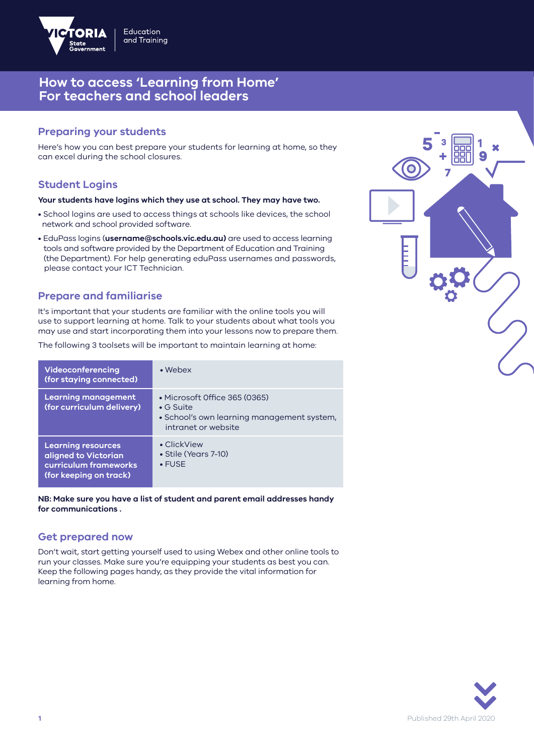# How to access 'Learning from Home' For teachers and school leaders

## Preparing your students

Here's how you can best prepare your students for learning at home, so they can excel during the school closures.

## Student Logins

**Your students have logins which they use at school. They may have two.**

- School logins are used to access things at schools like devices, the school network and school provided software.
- EduPass logins (**username@schools.vic.edu.au)** are used to access learning tools and software provided by the Department of Education and Training (the Department). For help generating eduPass usernames and passwords, please contact your ICT Technician.

## Prepare and familiarise

It's important that your students are familiar with the online tools you will use to support learning at home. Talk to your students about what tools you may use and start incorporating them into your lessons now to prepare them.

The following 3 toolsets will be important to maintain learning at home:

| Toolset | Tools |
| --- | --- |
| **Videoconferencing (for staying connected)** | • Webex |
| **Learning management (for curriculum delivery)** | • Microsoft Office 365 (O365)<br>• G Suite<br>• School's own learning management system, intranet or website |
| **Learning resources aligned to Victorian curriculum frameworks (for keeping on track)** | • ClickView<br>• Stile (Years 7-10)<br>• FUSE |

**NB: Make sure you have a list of student and parent email addresses handy for communications .**

## Get prepared now

Don't wait, start getting yourself used to using Webex and other online tools to run your classes. Make sure you're equipping your students as best you can. Keep the following pages handy, as they provide the vital information for learning from home.

Published 29th April 2020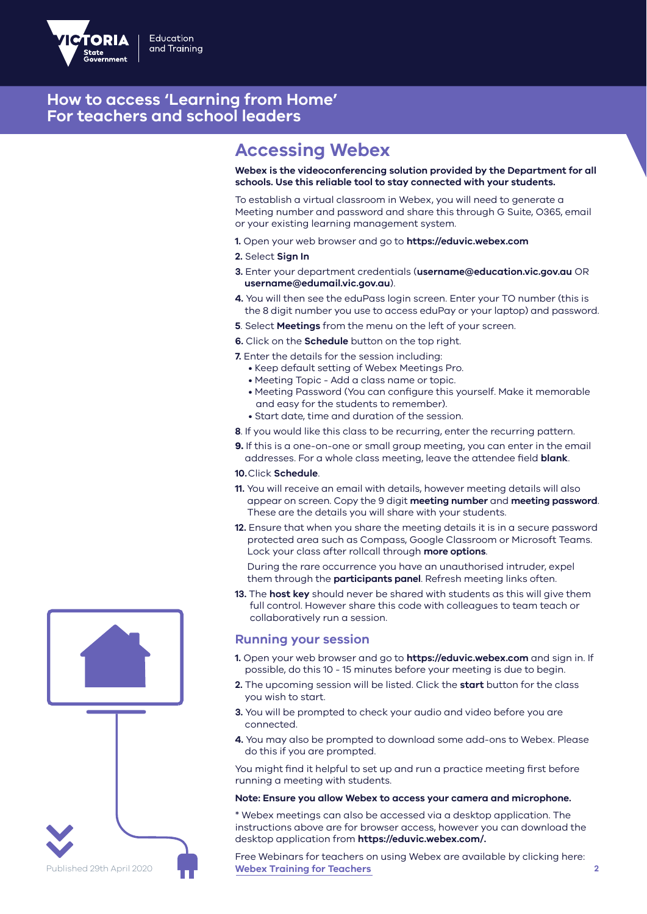# How to access 'Learning from Home' For teachers and school leaders

## Accessing Webex

**Webex is the videoconferencing solution provided by the Department for all schools. Use this reliable tool to stay connected with your students.**

To establish a virtual classroom in Webex, you will need to generate a Meeting number and password and share this through G Suite, O365, email or your existing learning management system.

1. Open your web browser and go to **https://eduvic.webex.com**
2. Select **Sign In**
3. Enter your department credentials (**username@education.vic.gov.au** OR **username@edumail.vic.gov.au**).
4. You will then see the eduPass login screen. Enter your TO number (this is the 8 digit number you use to access eduPay or your laptop) and password.
5. Select **Meetings** from the menu on the left of your screen.
6. Click on the **Schedule** button on the top right.
7. Enter the details for the session including:
   - Keep default setting of Webex Meetings Pro.
   - Meeting Topic - Add a class name or topic.
   - Meeting Password (You can configure this yourself. Make it memorable and easy for the students to remember).
   - Start date, time and duration of the session.
8. If you would like this class to be recurring, enter the recurring pattern.
9. If this is a one-on-one or small group meeting, you can enter in the email addresses. For a whole class meeting, leave the attendee field **blank**.
10. Click **Schedule**.
11. You will receive an email with details, however meeting details will also appear on screen. Copy the 9 digit **meeting number** and **meeting password**. These are the details you will share with your students.
12. Ensure that when you share the meeting details it is in a secure password protected area such as Compass, Google Classroom or Microsoft Teams. Lock your class after rollcall through **more options**.

    During the rare occurrence you have an unauthorised intruder, expel them through the **participants panel**. Refresh meeting links often.
13. The **host key** should never be shared with students as this will give them full control. However share this code with colleagues to team teach or collaboratively run a session.

### Running your session

1. Open your web browser and go to **https://eduvic.webex.com** and sign in. If possible, do this 10 - 15 minutes before your meeting is due to begin.
2. The upcoming session will be listed. Click the **start** button for the class you wish to start.
3. You will be prompted to check your audio and video before you are connected.
4. You may also be prompted to download some add-ons to Webex. Please do this if you are prompted.

You might find it helpful to set up and run a practice meeting first before running a meeting with students.

**Note: Ensure you allow Webex to access your camera and microphone.**

* Webex meetings can also be accessed via a desktop application. The instructions above are for browser access, however you can download the desktop application from **https://eduvic.webex.com/.**

Free Webinars for teachers on using Webex are available by clicking here: **Webex Training for Teachers**

Published 29th April 2020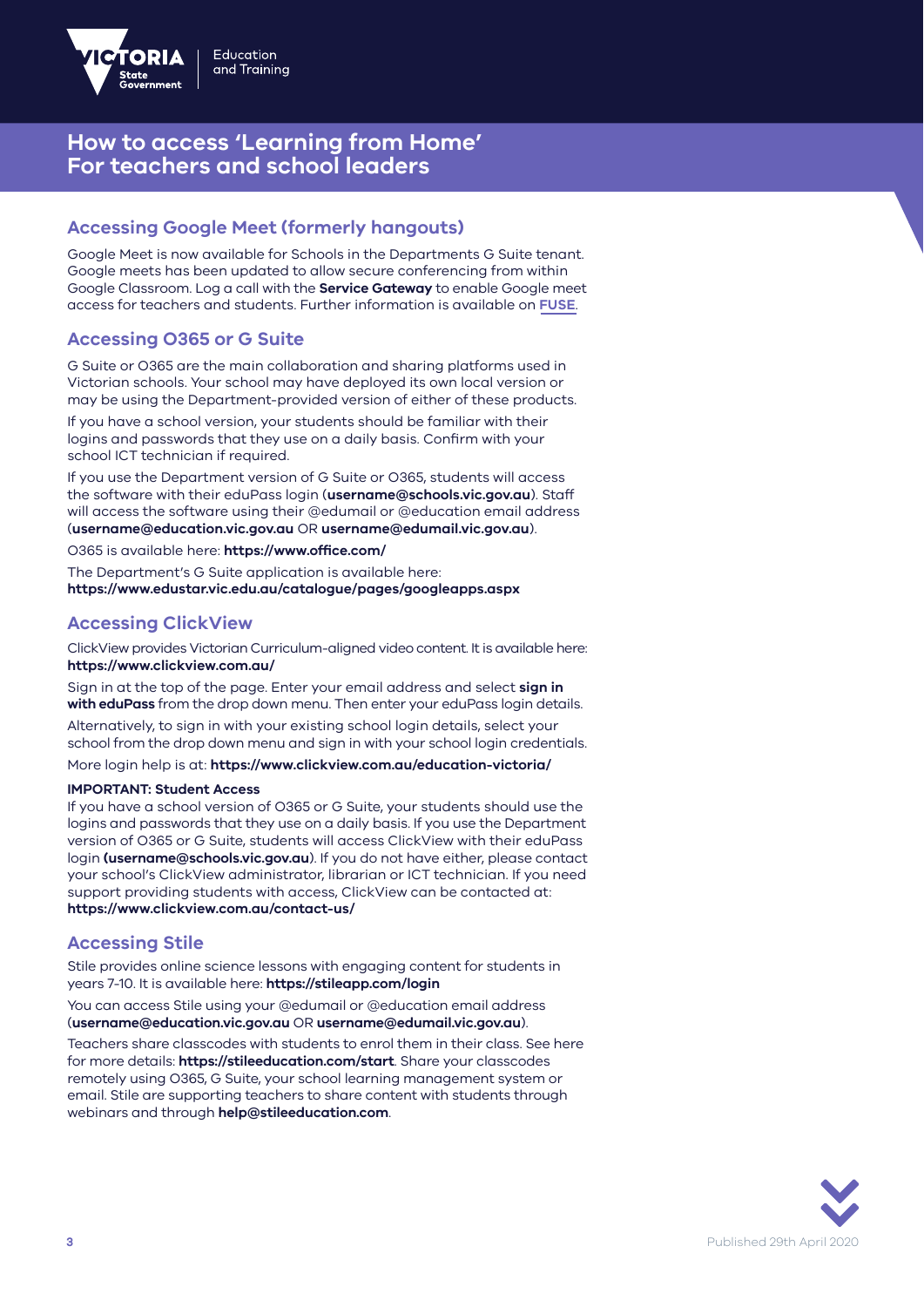# How to access 'Learning from Home' For teachers and school leaders

## Accessing Google Meet (formerly hangouts)

Google Meet is now available for Schools in the Departments G Suite tenant. Google meets has been updated to allow secure conferencing from within Google Classroom. Log a call with the **Service Gateway** to enable Google meet access for teachers and students. Further information is available on **FUSE**.

## Accessing O365 or G Suite

G Suite or O365 are the main collaboration and sharing platforms used in Victorian schools. Your school may have deployed its own local version or may be using the Department-provided version of either of these products.

If you have a school version, your students should be familiar with their logins and passwords that they use on a daily basis. Confirm with your school ICT technician if required.

If you use the Department version of G Suite or O365, students will access the software with their eduPass login (**username@schools.vic.gov.au**). Staff will access the software using their @edumail or @education email address (**username@education.vic.gov.au** OR **username@edumail.vic.gov.au**).

O365 is available here: **https://www.office.com/**

The Department's G Suite application is available here: **https://www.edustar.vic.edu.au/catalogue/pages/googleapps.aspx**

## Accessing ClickView

ClickView provides Victorian Curriculum-aligned video content. It is available here: **https://www.clickview.com.au/**

Sign in at the top of the page. Enter your email address and select **sign in with eduPass** from the drop down menu. Then enter your eduPass login details.

Alternatively, to sign in with your existing school login details, select your school from the drop down menu and sign in with your school login credentials.

More login help is at: **https://www.clickview.com.au/education-victoria/**

**IMPORTANT: Student Access**
If you have a school version of O365 or G Suite, your students should use the logins and passwords that they use on a daily basis. If you use the Department version of O365 or G Suite, students will access ClickView with their eduPass login **(username@schools.vic.gov.au)**. If you do not have either, please contact your school's ClickView administrator, librarian or ICT technician. If you need support providing students with access, ClickView can be contacted at: **https://www.clickview.com.au/contact-us/**

## Accessing Stile

Stile provides online science lessons with engaging content for students in years 7-10. It is available here: **https://stileapp.com/login**

You can access Stile using your @edumail or @education email address (**username@education.vic.gov.au** OR **username@edumail.vic.gov.au**).

Teachers share classcodes with students to enrol them in their class. See here for more details: **https://stileeducation.com/start**. Share your classcodes remotely using O365, G Suite, your school learning management system or email. Stile are supporting teachers to share content with students through webinars and through **help@stileeducation.com**.

Published 29th April 2020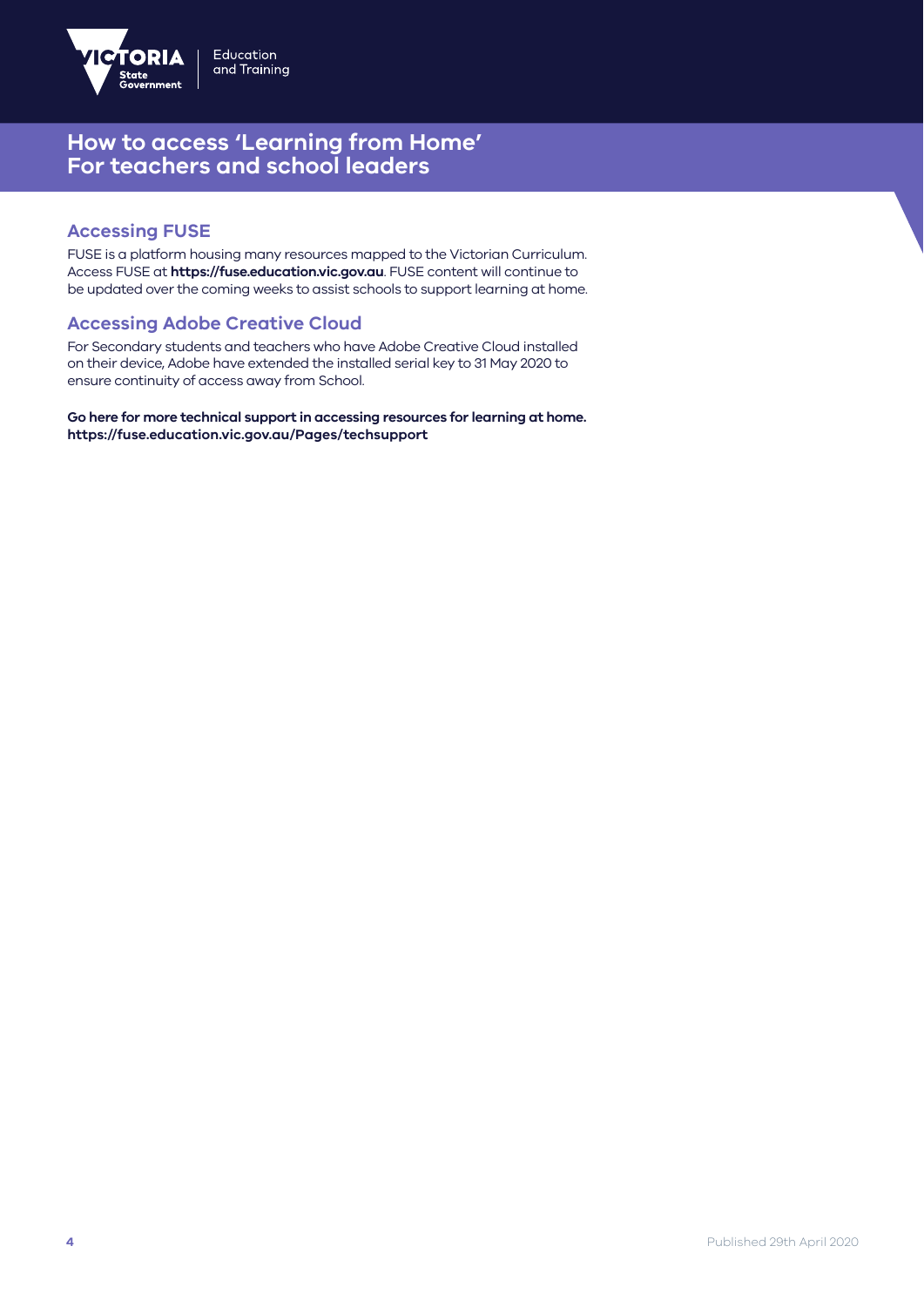# How to access 'Learning from Home' For teachers and school leaders

## Accessing FUSE

FUSE is a platform housing many resources mapped to the Victorian Curriculum. Access FUSE at **https://fuse.education.vic.gov.au**. FUSE content will continue to be updated over the coming weeks to assist schools to support learning at home.

## Accessing Adobe Creative Cloud

For Secondary students and teachers who have Adobe Creative Cloud installed on their device, Adobe have extended the installed serial key to 31 May 2020 to ensure continuity of access away from School.

**Go here for more technical support in accessing resources for learning at home. https://fuse.education.vic.gov.au/Pages/techsupport**

Published 29th April 2020